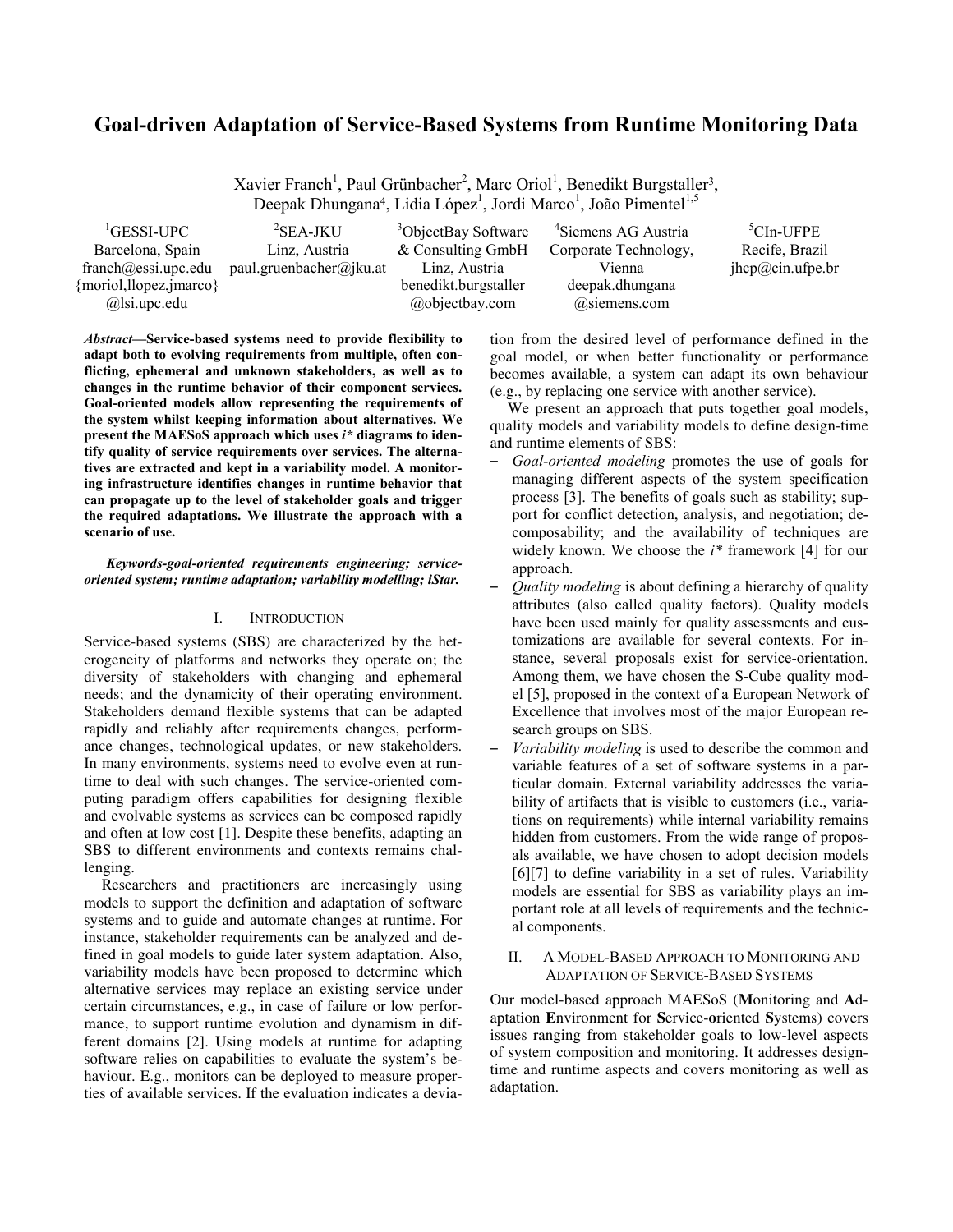# Goal-driven Adaptation of Service-Based Systems from Runtime Monitoring Data

Xavier Franch[1], Paul Grünbacher[2], Marc Oriol[1], Benedikt Burgstaller[3], Deepak Dhungana[4], Lidia López[1], Jordi Marco[1], João Pimentel[1,5]

[1]GESSI-UPC
Barcelona, Spain
franch@essi.upc.edu
{moriol,llopez,jmarco}@lsi.upc.edu

[2]SEA-JKU
Linz, Austria
paul.gruenbacher@jku.at

[3]ObjectBay Software & Consulting GmbH
Linz, Austria
benedikt.burgstaller@objectbay.com

[4]Siemens AG Austria
Corporate Technology, Vienna
deepak.dhungana@siemens.com

[5]CIn-UFPE
Recife, Brazil
jhcp@cin.ufpe.br

***Abstract*—Service-based systems need to provide flexibility to adapt both to evolving requirements from multiple, often conflicting, ephemeral and unknown stakeholders, as well as to changes in the runtime behavior of their component services. Goal-oriented models allow representing the requirements of the system whilst keeping information about alternatives. We present the MAESoS approach which uses *i\** diagrams to identify quality of service requirements over services. The alternatives are extracted and kept in a variability model. A monitoring infrastructure identifies changes in runtime behavior that can propagate up to the level of stakeholder goals and trigger the required adaptations. We illustrate the approach with a scenario of use.**

***Keywords-goal-oriented requirements engineering; service-oriented system; runtime adaptation; variability modelling; iStar.***

## I. Introduction

Service-based systems (SBS) are characterized by the heterogeneity of platforms and networks they operate on; the diversity of stakeholders with changing and ephemeral needs; and the dynamicity of their operating environment. Stakeholders demand flexible systems that can be adapted rapidly and reliably after requirements changes, performance changes, technological updates, or new stakeholders. In many environments, systems need to evolve even at runtime to deal with such changes. The service-oriented computing paradigm offers capabilities for designing flexible and evolvable systems as services can be composed rapidly and often at low cost [1]. Despite these benefits, adapting an SBS to different environments and contexts remains challenging.

Researchers and practitioners are increasingly using models to support the definition and adaptation of software systems and to guide and automate changes at runtime. For instance, stakeholder requirements can be analyzed and defined in goal models to guide later system adaptation. Also, variability models have been proposed to determine which alternative services may replace an existing service under certain circumstances, e.g., in case of failure or low performance, to support runtime evolution and dynamism in different domains [2]. Using models at runtime for adapting software relies on capabilities to evaluate the system's behaviour. E.g., monitors can be deployed to measure properties of available services. If the evaluation indicates a deviation from the desired level of performance defined in the goal model, or when better functionality or performance becomes available, a system can adapt its own behaviour (e.g., by replacing one service with another service).

We present an approach that puts together goal models, quality models and variability models to define design-time and runtime elements of SBS:

- *Goal-oriented modeling* promotes the use of goals for managing different aspects of the system specification process [3]. The benefits of goals such as stability; support for conflict detection, analysis, and negotiation; decomposability; and the availability of techniques are widely known. We choose the *i\** framework [4] for our approach.
- *Quality modeling* is about defining a hierarchy of quality attributes (also called quality factors). Quality models have been used mainly for quality assessments and customizations are available for several contexts. For instance, several proposals exist for service-orientation. Among them, we have chosen the S-Cube quality model [5], proposed in the context of a European Network of Excellence that involves most of the major European research groups on SBS.
- *Variability modeling* is used to describe the common and variable features of a set of software systems in a particular domain. External variability addresses the variability of artifacts that is visible to customers (i.e., variations on requirements) while internal variability remains hidden from customers. From the wide range of proposals available, we have chosen to adopt decision models [6][7] to define variability in a set of rules. Variability models are essential for SBS as variability plays an important role at all levels of requirements and the technical components.

## II. A Model-Based Approach to Monitoring and Adaptation of Service-Based Systems

Our model-based approach MAESoS (**M**onitoring and **A**daptation **E**nvironment for **S**ervice-**o**riented **S**ystems) covers issues ranging from stakeholder goals to low-level aspects of system composition and monitoring. It addresses design-time and runtime aspects and covers monitoring as well as adaptation.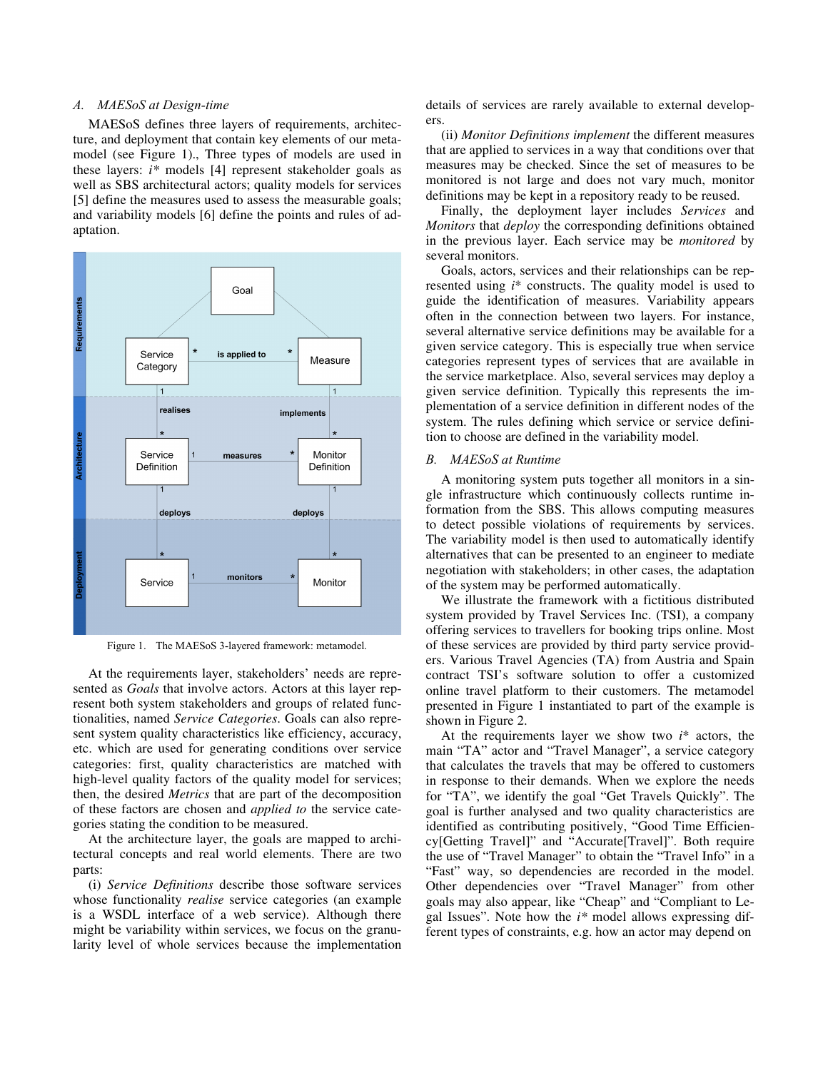### A. MAESoS at Design-time

MAESoS defines three layers of requirements, architecture, and deployment that contain key elements of our metamodel (see Figure 1)., Three types of models are used in these layers: *i\** models [4] represent stakeholder goals as well as SBS architectural actors; quality models for services [5] define the measures used to assess the measurable goals; and variability models [6] define the points and rules of adaptation.

Requirements

Architecture

Deployment

Goal

Service Category

is applied to

Measure

realises

implements

Service Definition

measures

Monitor Definition

deploys

deploys

Service

monitors

Monitor

Figure 1. The MAESoS 3-layered framework: metamodel.

At the requirements layer, stakeholders' needs are represented as *Goals* that involve actors. Actors at this layer represent both system stakeholders and groups of related functionalities, named *Service Categories*. Goals can also represent system quality characteristics like efficiency, accuracy, etc. which are used for generating conditions over service categories: first, quality characteristics are matched with high-level quality factors of the quality model for services; then, the desired *Metrics* that are part of the decomposition of these factors are chosen and *applied to* the service categories stating the condition to be measured.

At the architecture layer, the goals are mapped to architectural concepts and real world elements. There are two parts:

(i) *Service Definitions* describe those software services whose functionality *realise* service categories (an example is a WSDL interface of a web service). Although there might be variability within services, we focus on the granularity level of whole services because the implementation details of services are rarely available to external developers.

(ii) *Monitor Definitions implement* the different measures that are applied to services in a way that conditions over that measures may be checked. Since the set of measures to be monitored is not large and does not vary much, monitor definitions may be kept in a repository ready to be reused.

Finally, the deployment layer includes *Services* and *Monitors* that *deploy* the corresponding definitions obtained in the previous layer. Each service may be *monitored* by several monitors.

Goals, actors, services and their relationships can be represented using *i\** constructs. The quality model is used to guide the identification of measures. Variability appears often in the connection between two layers. For instance, several alternative service definitions may be available for a given service category. This is especially true when service categories represent types of services that are available in the service marketplace. Also, several services may deploy a given service definition. Typically this represents the implementation of a service definition in different nodes of the system. The rules defining which service or service definition to choose are defined in the variability model.

### B. MAESoS at Runtime

A monitoring system puts together all monitors in a single infrastructure which continuously collects runtime information from the SBS. This allows computing measures to detect possible violations of requirements by services. The variability model is then used to automatically identify alternatives that can be presented to an engineer to mediate negotiation with stakeholders; in other cases, the adaptation of the system may be performed automatically.

We illustrate the framework with a fictitious distributed system provided by Travel Services Inc. (TSI), a company offering services to travellers for booking trips online. Most of these services are provided by third party service providers. Various Travel Agencies (TA) from Austria and Spain contract TSI's software solution to offer a customized online travel platform to their customers. The metamodel presented in Figure 1 instantiated to part of the example is shown in Figure 2.

At the requirements layer we show two *i\** actors, the main "TA" actor and "Travel Manager", a service category that calculates the travels that may be offered to customers in response to their demands. When we explore the needs for "TA", we identify the goal "Get Travels Quickly". The goal is further analysed and two quality characteristics are identified as contributing positively, "Good Time Efficiency[Getting Travel]" and "Accurate[Travel]". Both require the use of "Travel Manager" to obtain the "Travel Info" in a "Fast" way, so dependencies are recorded in the model. Other dependencies over "Travel Manager" from other goals may also appear, like "Cheap" and "Compliant to Legal Issues". Note how the *i\** model allows expressing different types of constraints, e.g. how an actor may depend on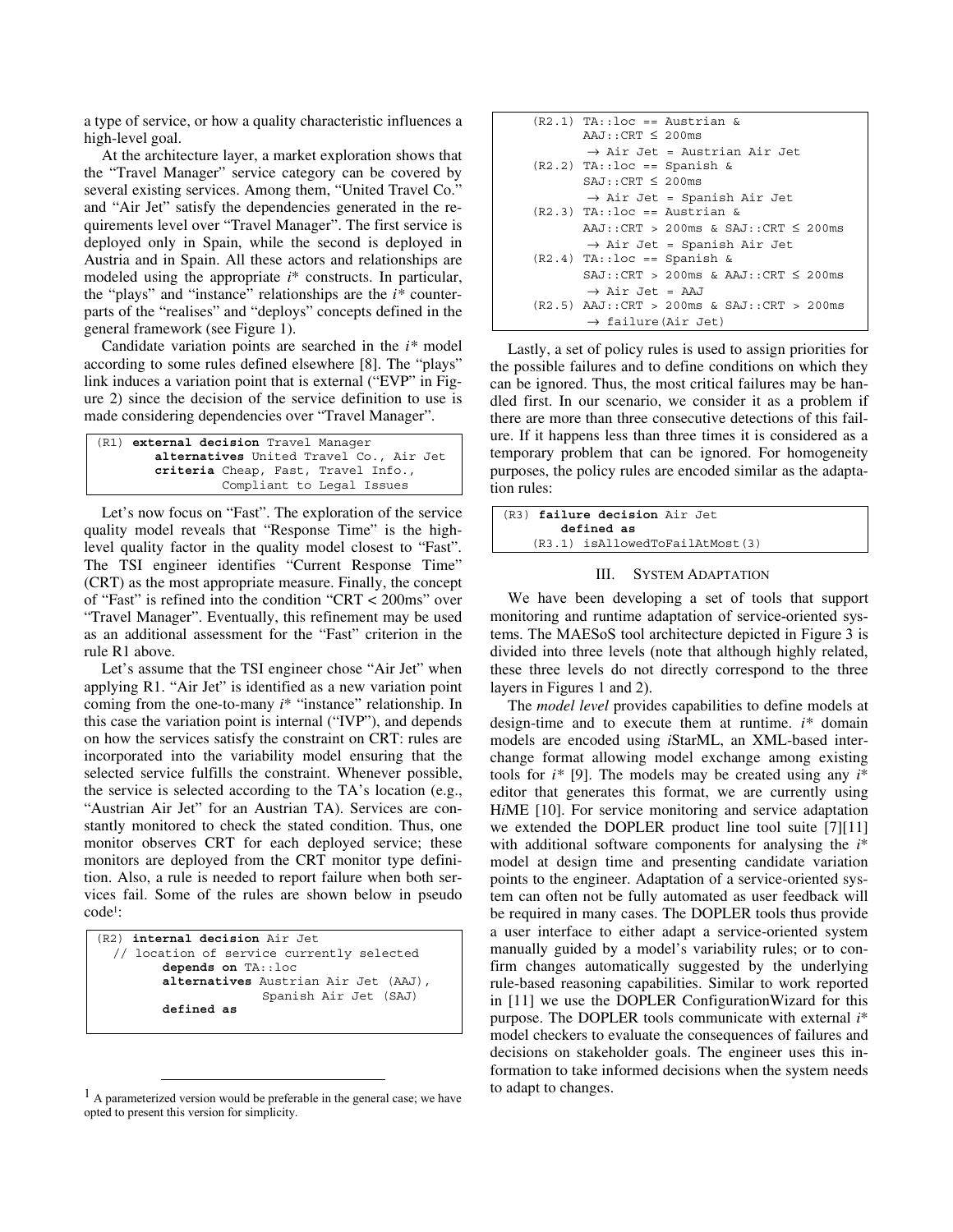a type of service, or how a quality characteristic influences a high-level goal.

At the architecture layer, a market exploration shows that the "Travel Manager" service category can be covered by several existing services. Among them, "United Travel Co." and "Air Jet" satisfy the dependencies generated in the requirements level over "Travel Manager". The first service is deployed only in Spain, while the second is deployed in Austria and in Spain. All these actors and relationships are modeled using the appropriate *i\** constructs. In particular, the "plays" and "instance" relationships are the *i\** counterparts of the "realises" and "deploys" concepts defined in the general framework (see Figure 1).

Candidate variation points are searched in the *i\** model according to some rules defined elsewhere [8]. The "plays" link induces a variation point that is external ("EVP" in Figure 2) since the decision of the service definition to use is made considering dependencies over "Travel Manager".

```
(R1) external decision Travel Manager
       alternatives United Travel Co., Air Jet
       criteria Cheap, Fast, Travel Info.,
                Compliant to Legal Issues
```

Let's now focus on "Fast". The exploration of the service quality model reveals that "Response Time" is the high-level quality factor in the quality model closest to "Fast". The TSI engineer identifies "Current Response Time" (CRT) as the most appropriate measure. Finally, the concept of "Fast" is refined into the condition "CRT < 200ms" over "Travel Manager". Eventually, this refinement may be used as an additional assessment for the "Fast" criterion in the rule R1 above.

Let's assume that the TSI engineer chose "Air Jet" when applying R1. "Air Jet" is identified as a new variation point coming from the one-to-many *i\** "instance" relationship. In this case the variation point is internal ("IVP"), and depends on how the services satisfy the constraint on CRT: rules are incorporated into the variability model ensuring that the selected service fulfills the constraint. Whenever possible, the service is selected according to the TA's location (e.g., "Austrian Air Jet" for an Austrian TA). Services are constantly monitored to check the stated condition. Thus, one monitor observes CRT for each deployed service; these monitors are deployed from the CRT monitor type definition. Also, a rule is needed to report failure when both services fail. Some of the rules are shown below in pseudo code[1]:

```
(R2) internal decision Air Jet
  // location of service currently selected
       depends on TA::loc
       alternatives Austrian Air Jet (AAJ),
                    Spanish Air Jet (SAJ)
       defined as
```

```
    (R2.1) TA::loc == Austrian &
           AAJ::CRT ≤ 200ms
            → Air Jet = Austrian Air Jet
    (R2.2) TA::loc == Spanish &
           SAJ::CRT ≤ 200ms
            → Air Jet = Spanish Air Jet
    (R2.3) TA::loc == Austrian &
           AAJ::CRT > 200ms & SAJ::CRT ≤ 200ms
            → Air Jet = Spanish Air Jet
    (R2.4) TA::loc == Spanish &
           SAJ::CRT > 200ms & AAJ::CRT ≤ 200ms
            → Air Jet = AAJ
    (R2.5) AAJ::CRT > 200ms & SAJ::CRT > 200ms
            → failure(Air Jet)
```

Lastly, a set of policy rules is used to assign priorities for the possible failures and to define conditions on which they can be ignored. Thus, the most critical failures may be handled first. In our scenario, we consider it as a problem if there are more than three consecutive detections of this failure. If it happens less than three times it is considered as a temporary problem that can be ignored. For homogeneity purposes, the policy rules are encoded similar as the adaptation rules:

```
(R3) failure decision Air Jet
       defined as
     (R3.1) isAllowedToFailAtMost(3)
```

## III. System Adaptation

We have been developing a set of tools that support monitoring and runtime adaptation of service-oriented systems. The MAESoS tool architecture depicted in Figure 3 is divided into three levels (note that although highly related, these three levels do not directly correspond to the three layers in Figures 1 and 2).

The *model level* provides capabilities to define models at design-time and to execute them at runtime. *i\** domain models are encoded using *i*StarML, an XML-based interchange format allowing model exchange among existing tools for *i\** [9]. The models may be created using any *i\** editor that generates this format, we are currently using H*i*ME [10]. For service monitoring and service adaptation we extended the DOPLER product line tool suite [7][11] with additional software components for analysing the *i\** model at design time and presenting candidate variation points to the engineer. Adaptation of a service-oriented system can often not be fully automated as user feedback will be required in many cases. The DOPLER tools thus provide a user interface to either adapt a service-oriented system manually guided by a model's variability rules; or to confirm changes automatically suggested by the underlying rule-based reasoning capabilities. Similar to work reported in [11] we use the DOPLER ConfigurationWizard for this purpose. The DOPLER tools communicate with external *i\** model checkers to evaluate the consequences of failures and decisions on stakeholder goals. The engineer uses this information to take informed decisions when the system needs to adapt to changes.

[1] A parameterized version would be preferable in the general case; we have opted to present this version for simplicity.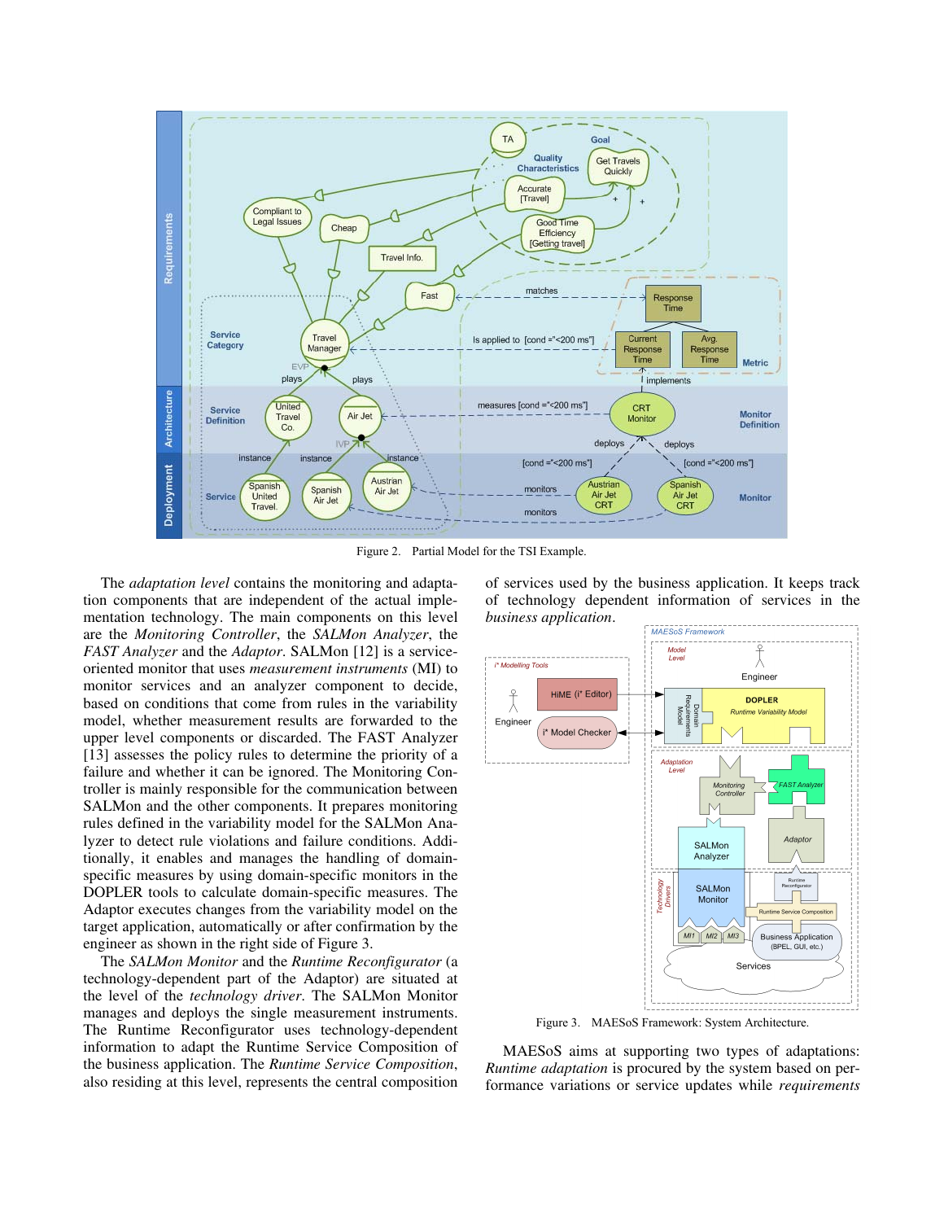Figure 2. Partial Model for the TSI Example.

The *adaptation level* contains the monitoring and adaptation components that are independent of the actual implementation technology. The main components on this level are the *Monitoring Controller*, the *SALMon Analyzer*, the *FAST Analyzer* and the *Adaptor*. SALMon [12] is a service-oriented monitor that uses *measurement instruments* (MI) to monitor services and an analyzer component to decide, based on conditions that come from rules in the variability model, whether measurement results are forwarded to the upper level components or discarded. The FAST Analyzer [13] assesses the policy rules to determine the priority of a failure and whether it can be ignored. The Monitoring Controller is mainly responsible for the communication between SALMon and the other components. It prepares monitoring rules defined in the variability model for the SALMon Analyzer to detect rule violations and failure conditions. Additionally, it enables and manages the handling of domain-specific measures by using domain-specific monitors in the DOPLER tools to calculate domain-specific measures. The Adaptor executes changes from the variability model on the target application, automatically or after confirmation by the engineer as shown in the right side of Figure 3.

The *SALMon Monitor* and the *Runtime Reconfigurator* (a technology-dependent part of the Adaptor) are situated at the level of the *technology driver*. The SALMon Monitor manages and deploys the single measurement instruments. The Runtime Reconfigurator uses technology-dependent information to adapt the Runtime Service Composition of the business application. The *Runtime Service Composition*, also residing at this level, represents the central composition of services used by the business application. It keeps track of technology dependent information of services in the *business application*.

Figure 3. MAESoS Framework: System Architecture.

MAESoS aims at supporting two types of adaptations: *Runtime adaptation* is procured by the system based on performance variations or service updates while *requirements*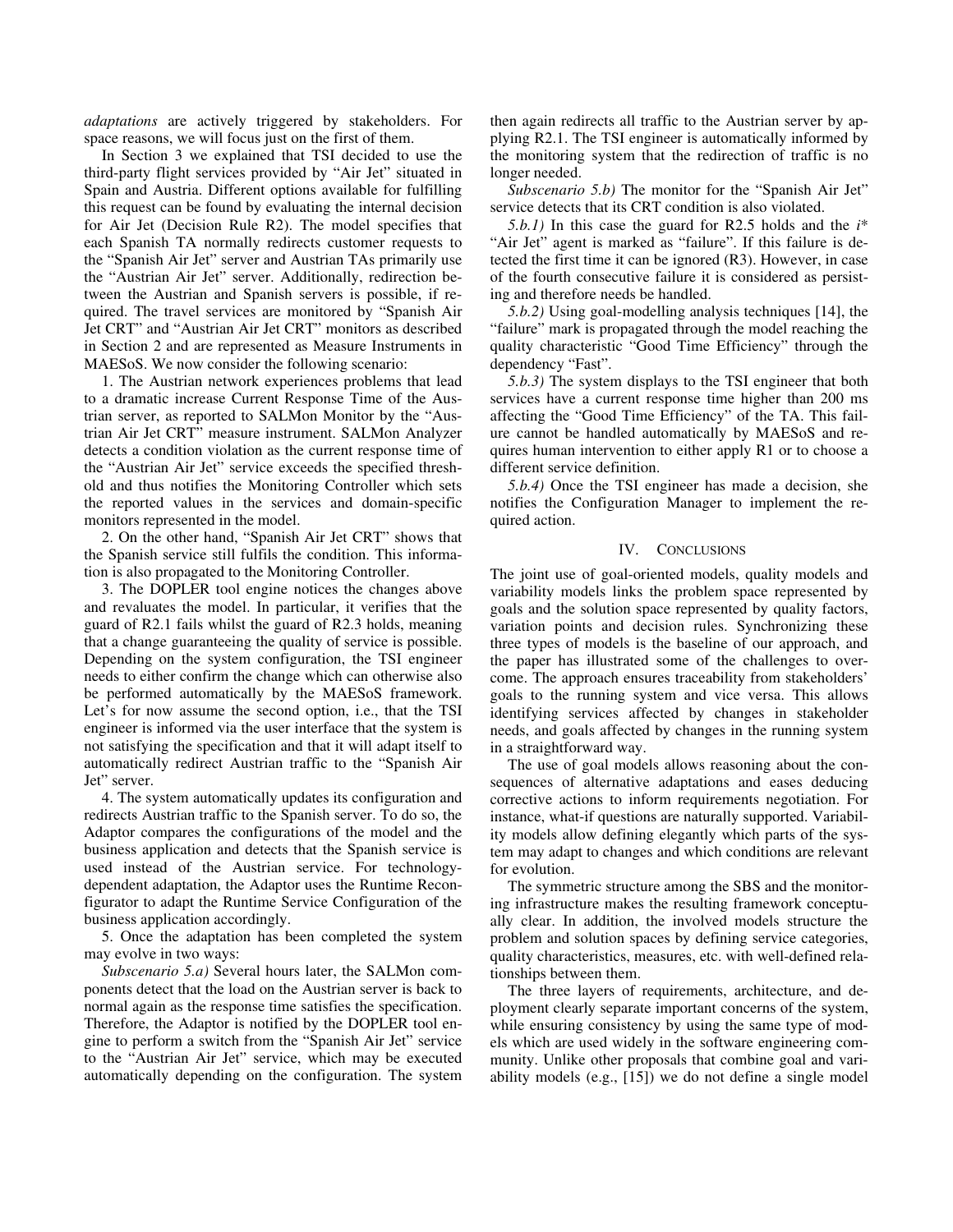*adaptations* are actively triggered by stakeholders. For space reasons, we will focus just on the first of them.

In Section 3 we explained that TSI decided to use the third-party flight services provided by "Air Jet" situated in Spain and Austria. Different options available for fulfilling this request can be found by evaluating the internal decision for Air Jet (Decision Rule R2). The model specifies that each Spanish TA normally redirects customer requests to the "Spanish Air Jet" server and Austrian TAs primarily use the "Austrian Air Jet" server. Additionally, redirection between the Austrian and Spanish servers is possible, if required. The travel services are monitored by "Spanish Air Jet CRT" and "Austrian Air Jet CRT" monitors as described in Section 2 and are represented as Measure Instruments in MAESoS. We now consider the following scenario:

1. The Austrian network experiences problems that lead to a dramatic increase Current Response Time of the Austrian server, as reported to SALMon Monitor by the "Austrian Air Jet CRT" measure instrument. SALMon Analyzer detects a condition violation as the current response time of the "Austrian Air Jet" service exceeds the specified threshold and thus notifies the Monitoring Controller which sets the reported values in the services and domain-specific monitors represented in the model.

2. On the other hand, "Spanish Air Jet CRT" shows that the Spanish service still fulfils the condition. This information is also propagated to the Monitoring Controller.

3. The DOPLER tool engine notices the changes above and revaluates the model. In particular, it verifies that the guard of R2.1 fails whilst the guard of R2.3 holds, meaning that a change guaranteeing the quality of service is possible. Depending on the system configuration, the TSI engineer needs to either confirm the change which can otherwise also be performed automatically by the MAESoS framework. Let's for now assume the second option, i.e., that the TSI engineer is informed via the user interface that the system is not satisfying the specification and that it will adapt itself to automatically redirect Austrian traffic to the "Spanish Air Jet" server.

4. The system automatically updates its configuration and redirects Austrian traffic to the Spanish server. To do so, the Adaptor compares the configurations of the model and the business application and detects that the Spanish service is used instead of the Austrian service. For technology-dependent adaptation, the Adaptor uses the Runtime Reconfigurator to adapt the Runtime Service Configuration of the business application accordingly.

5. Once the adaptation has been completed the system may evolve in two ways:

*Subscenario 5.a)* Several hours later, the SALMon components detect that the load on the Austrian server is back to normal again as the response time satisfies the specification. Therefore, the Adaptor is notified by the DOPLER tool engine to perform a switch from the "Spanish Air Jet" service to the "Austrian Air Jet" service, which may be executed automatically depending on the configuration. The system then again redirects all traffic to the Austrian server by applying R2.1. The TSI engineer is automatically informed by the monitoring system that the redirection of traffic is no longer needed.

*Subscenario 5.b)* The monitor for the "Spanish Air Jet" service detects that its CRT condition is also violated.

*5.b.1)* In this case the guard for R2.5 holds and the *i\** "Air Jet" agent is marked as "failure". If this failure is detected the first time it can be ignored (R3). However, in case of the fourth consecutive failure it is considered as persisting and therefore needs be handled.

*5.b.2)* Using goal-modelling analysis techniques [14], the "failure" mark is propagated through the model reaching the quality characteristic "Good Time Efficiency" through the dependency "Fast".

*5.b.3)* The system displays to the TSI engineer that both services have a current response time higher than 200 ms affecting the "Good Time Efficiency" of the TA. This failure cannot be handled automatically by MAESoS and requires human intervention to either apply R1 or to choose a different service definition.

*5.b.4)* Once the TSI engineer has made a decision, she notifies the Configuration Manager to implement the required action.

## IV. Conclusions

The joint use of goal-oriented models, quality models and variability models links the problem space represented by goals and the solution space represented by quality factors, variation points and decision rules. Synchronizing these three types of models is the baseline of our approach, and the paper has illustrated some of the challenges to overcome. The approach ensures traceability from stakeholders' goals to the running system and vice versa. This allows identifying services affected by changes in stakeholder needs, and goals affected by changes in the running system in a straightforward way.

The use of goal models allows reasoning about the consequences of alternative adaptations and eases deducing corrective actions to inform requirements negotiation. For instance, what-if questions are naturally supported. Variability models allow defining elegantly which parts of the system may adapt to changes and which conditions are relevant for evolution.

The symmetric structure among the SBS and the monitoring infrastructure makes the resulting framework conceptually clear. In addition, the involved models structure the problem and solution spaces by defining service categories, quality characteristics, measures, etc. with well-defined relationships between them.

The three layers of requirements, architecture, and deployment clearly separate important concerns of the system, while ensuring consistency by using the same type of models which are used widely in the software engineering community. Unlike other proposals that combine goal and variability models (e.g., [15]) we do not define a single model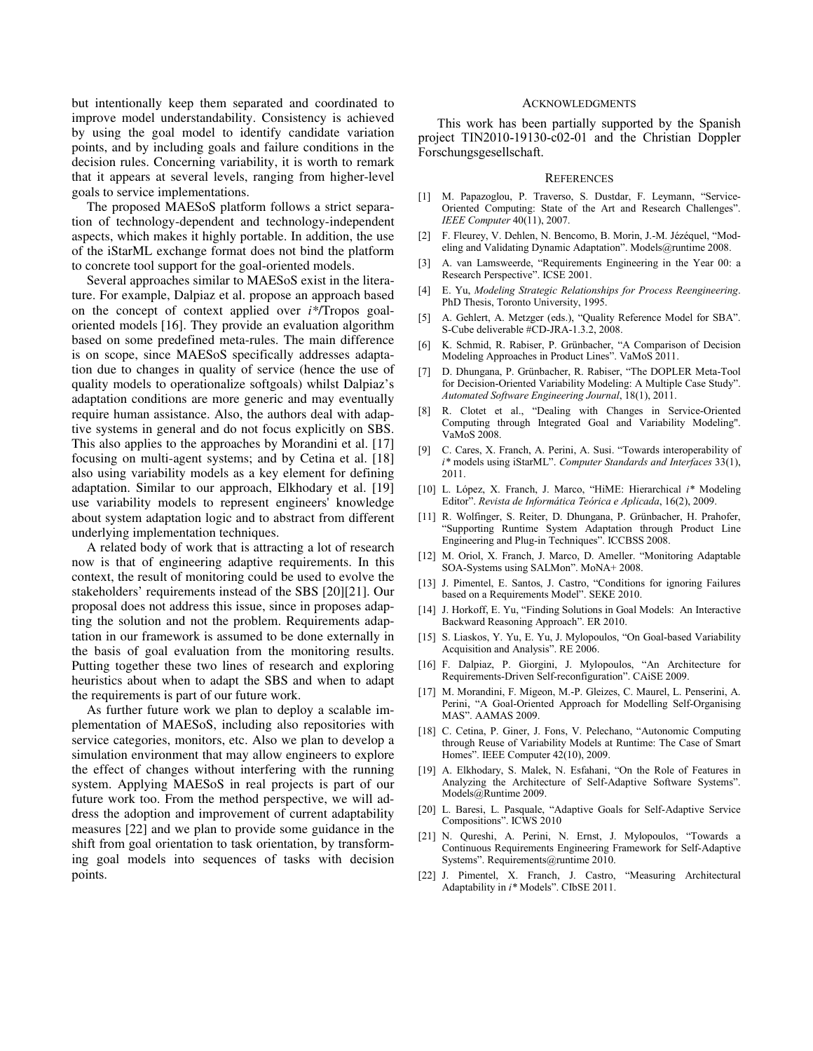but intentionally keep them separated and coordinated to improve model understandability. Consistency is achieved by using the goal model to identify candidate variation points, and by including goals and failure conditions in the decision rules. Concerning variability, it is worth to remark that it appears at several levels, ranging from higher-level goals to service implementations.

The proposed MAESoS platform follows a strict separation of technology-dependent and technology-independent aspects, which makes it highly portable. In addition, the use of the iStarML exchange format does not bind the platform to concrete tool support for the goal-oriented models.

Several approaches similar to MAESoS exist in the literature. For example, Dalpiaz et al. propose an approach based on the concept of context applied over *i\**/Tropos goal-oriented models [16]. They provide an evaluation algorithm based on some predefined meta-rules. The main difference is on scope, since MAESoS specifically addresses adaptation due to changes in quality of service (hence the use of quality models to operationalize softgoals) whilst Dalpiaz's adaptation conditions are more generic and may eventually require human assistance. Also, the authors deal with adaptive systems in general and do not focus explicitly on SBS. This also applies to the approaches by Morandini et al. [17] focusing on multi-agent systems; and by Cetina et al. [18] also using variability models as a key element for defining adaptation. Similar to our approach, Elkhodary et al. [19] use variability models to represent engineers' knowledge about system adaptation logic and to abstract from different underlying implementation techniques.

A related body of work that is attracting a lot of research now is that of engineering adaptive requirements. In this context, the result of monitoring could be used to evolve the stakeholders' requirements instead of the SBS [20][21]. Our proposal does not address this issue, since in proposes adapting the solution and not the problem. Requirements adaptation in our framework is assumed to be done externally in the basis of goal evaluation from the monitoring results. Putting together these two lines of research and exploring heuristics about when to adapt the SBS and when to adapt the requirements is part of our future work.

As further future work we plan to deploy a scalable implementation of MAESoS, including also repositories with service categories, monitors, etc. Also we plan to develop a simulation environment that may allow engineers to explore the effect of changes without interfering with the running system. Applying MAESoS in real projects is part of our future work too. From the method perspective, we will address the adoption and improvement of current adaptability measures [22] and we plan to provide some guidance in the shift from goal orientation to task orientation, by transforming goal models into sequences of tasks with decision points.

## Acknowledgments

This work has been partially supported by the Spanish project TIN2010-19130-c02-01 and the Christian Doppler Forschungsgesellschaft.

## References

[1] M. Papazoglou, P. Traverso, S. Dustdar, F. Leymann, "Service-Oriented Computing: State of the Art and Research Challenges". *IEEE Computer* 40(11), 2007.

[2] F. Fleurey, V. Dehlen, N. Bencomo, B. Morin, J.-M. Jézéquel, "Modeling and Validating Dynamic Adaptation". Models@runtime 2008.

[3] A. van Lamsweerde, "Requirements Engineering in the Year 00: a Research Perspective". ICSE 2001.

[4] E. Yu, *Modeling Strategic Relationships for Process Reengineering*. PhD Thesis, Toronto University, 1995.

[5] A. Gehlert, A. Metzger (eds.), "Quality Reference Model for SBA". S-Cube deliverable #CD-JRA-1.3.2, 2008.

[6] K. Schmid, R. Rabiser, P. Grünbacher, "A Comparison of Decision Modeling Approaches in Product Lines". VaMoS 2011.

[7] D. Dhungana, P. Grünbacher, R. Rabiser, "The DOPLER Meta-Tool for Decision-Oriented Variability Modeling: A Multiple Case Study". *Automated Software Engineering Journal*, 18(1), 2011.

[8] R. Clotet et al., "Dealing with Changes in Service-Oriented Computing through Integrated Goal and Variability Modeling". VaMoS 2008.

[9] C. Cares, X. Franch, A. Perini, A. Susi. "Towards interoperability of *i\** models using iStarML". *Computer Standards and Interfaces* 33(1), 2011.

[10] L. López, X. Franch, J. Marco, "HiME: Hierarchical *i\** Modeling Editor". *Revista de Informática Teórica e Aplicada*, 16(2), 2009.

[11] R. Wolfinger, S. Reiter, D. Dhungana, P. Grünbacher, H. Prahofer, "Supporting Runtime System Adaptation through Product Line Engineering and Plug-in Techniques". ICCBSS 2008.

[12] M. Oriol, X. Franch, J. Marco, D. Ameller. "Monitoring Adaptable SOA-Systems using SALMon". MoNA+ 2008.

[13] J. Pimentel, E. Santos, J. Castro, "Conditions for ignoring Failures based on a Requirements Model". SEKE 2010.

[14] J. Horkoff, E. Yu, "Finding Solutions in Goal Models: An Interactive Backward Reasoning Approach". ER 2010.

[15] S. Liaskos, Y. Yu, E. Yu, J. Mylopoulos, "On Goal-based Variability Acquisition and Analysis". RE 2006.

[16] F. Dalpiaz, P. Giorgini, J. Mylopoulos, "An Architecture for Requirements-Driven Self-reconfiguration". CAiSE 2009.

[17] M. Morandini, F. Migeon, M.-P. Gleizes, C. Maurel, L. Penserini, A. Perini, "A Goal-Oriented Approach for Modelling Self-Organising MAS". AAMAS 2009.

[18] C. Cetina, P. Giner, J. Fons, V. Pelechano, "Autonomic Computing through Reuse of Variability Models at Runtime: The Case of Smart Homes". IEEE Computer 42(10), 2009.

[19] A. Elkhodary, S. Malek, N. Esfahani, "On the Role of Features in Analyzing the Architecture of Self-Adaptive Software Systems". Models@Runtime 2009.

[20] L. Baresi, L. Pasquale, "Adaptive Goals for Self-Adaptive Service Compositions". ICWS 2010

[21] N. Qureshi, A. Perini, N. Ernst, J. Mylopoulos, "Towards a Continuous Requirements Engineering Framework for Self-Adaptive Systems". Requirements@runtime 2010.

[22] J. Pimentel, X. Franch, J. Castro, "Measuring Architectural Adaptability in *i\** Models". CIbSE 2011.